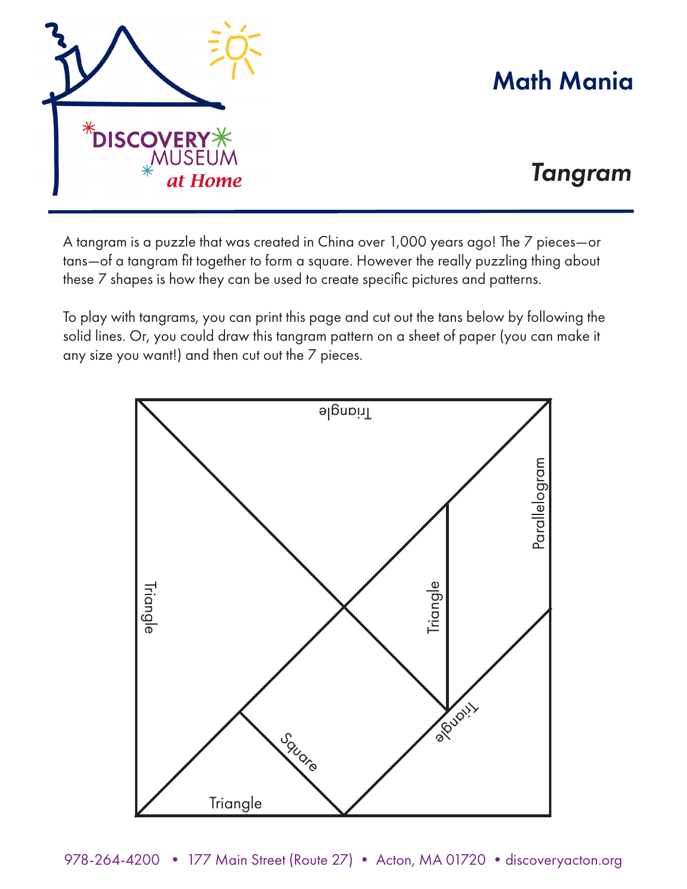# Math Mania

## *Tangram*

A tangram is a puzzle that was created in China over 1,000 years ago! The 7 pieces—or tans—of a tangram fit together to form a square. However the really puzzling thing about these 7 shapes is how they can be used to create specific pictures and patterns.

To play with tangrams, you can print this page and cut out the tans below by following the solid lines. Or, you could draw this tangram pattern on a sheet of paper (you can make it any size you want!) and then cut out the 7 pieces.

Triangle

Triangle

Parallelogram

Triangle

Triangle

Square

Triangle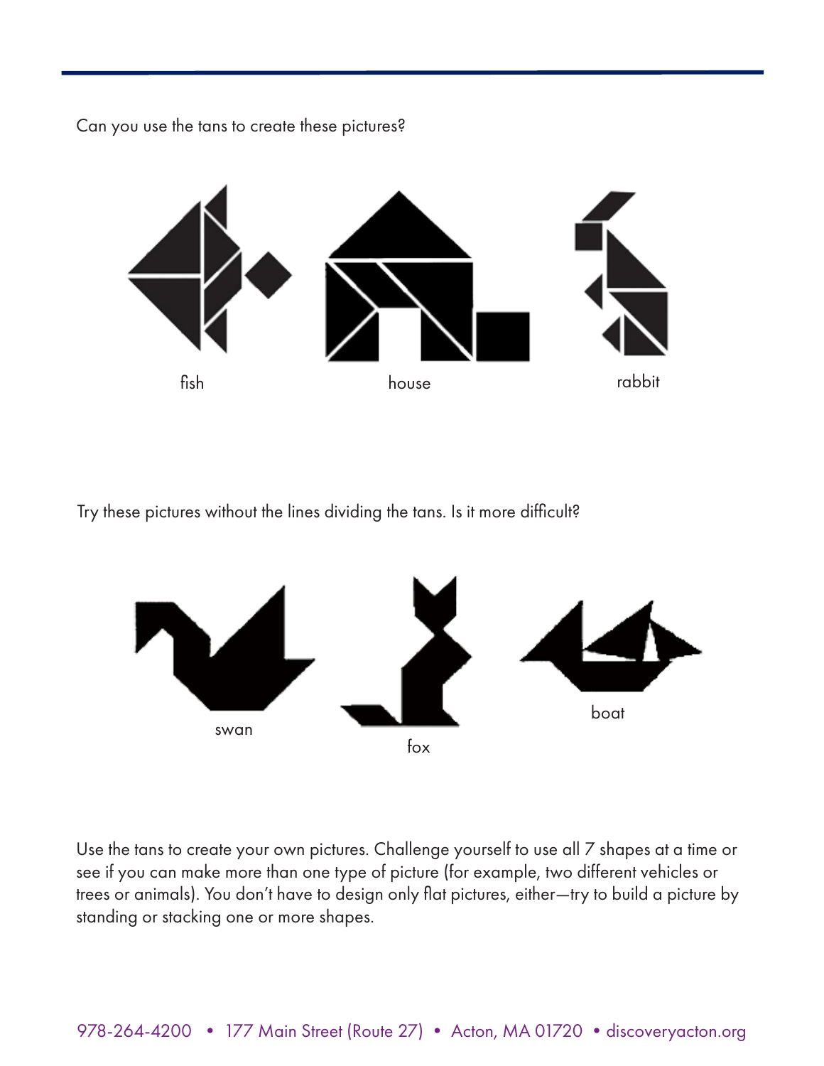Can you use the tans to create these pictures?

fish

house

rabbit

Try these pictures without the lines dividing the tans. Is it more difficult?

swan

fox

boat

Use the tans to create your own pictures. Challenge yourself to use all 7 shapes at a time or see if you can make more than one type of picture (for example, two different vehicles or trees or animals). You don't have to design only flat pictures, either—try to build a picture by standing or stacking one or more shapes.

978-264-4200 • 177 Main Street (Route 27) • Acton, MA 01720 • discoveryacton.org